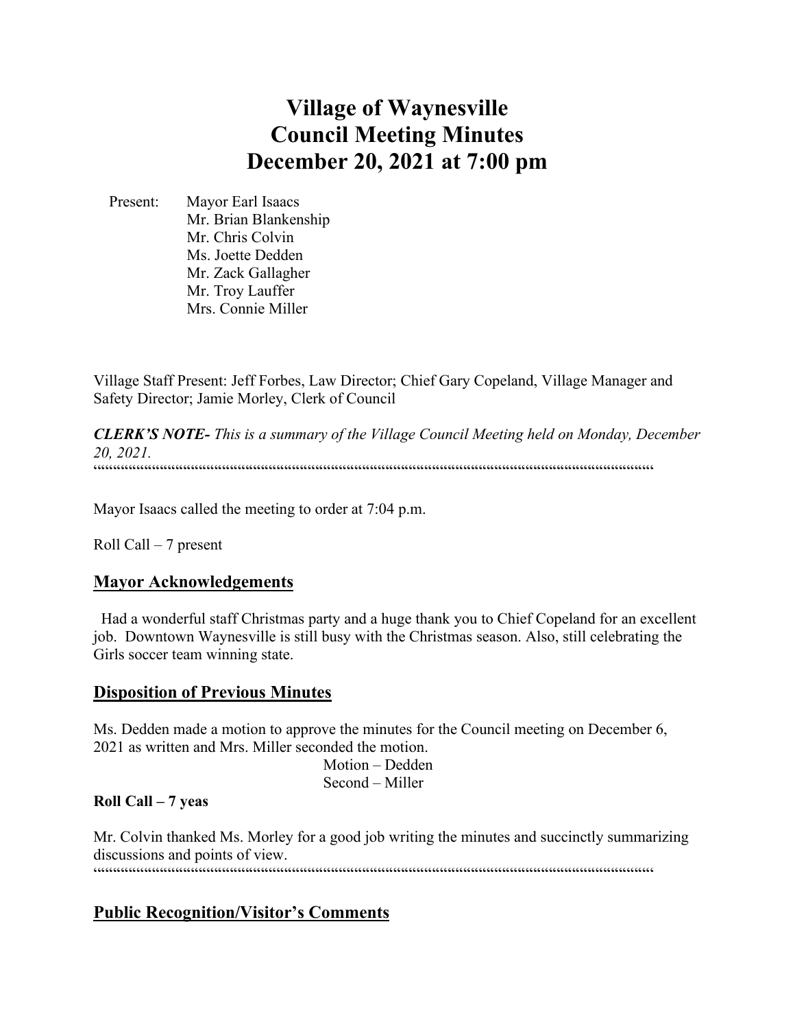# Village of Waynesville
# Council Meeting Minutes
# December 20, 2021 at 7:00 pm

Present: Mayor Earl Isaacs
Mr. Brian Blankenship
Mr. Chris Colvin
Ms. Joette Dedden
Mr. Zack Gallagher
Mr. Troy Lauffer
Mrs. Connie Miller

Village Staff Present: Jeff Forbes, Law Director; Chief Gary Copeland, Village Manager and Safety Director; Jamie Morley, Clerk of Council

***CLERK'S NOTE-*** *This is a summary of the Village Council Meeting held on Monday, December 20, 2021.*

""""""""""""""""""""""""""""""""""""""""""""""""""""""""""""""""""""""""""""""""""""""""""""""""""""""""""""""""""""""""""""""""""""""""""""""""""""""""""""""""""""

Mayor Isaacs called the meeting to order at 7:04 p.m.

Roll Call – 7 present

## Mayor Acknowledgements

Had a wonderful staff Christmas party and a huge thank you to Chief Copeland for an excellent job. Downtown Waynesville is still busy with the Christmas season. Also, still celebrating the Girls soccer team winning state.

## Disposition of Previous Minutes

Ms. Dedden made a motion to approve the minutes for the Council meeting on December 6, 2021 as written and Mrs. Miller seconded the motion.

Motion – Dedden
Second – Miller

**Roll Call – 7 yeas**

Mr. Colvin thanked Ms. Morley for a good job writing the minutes and succinctly summarizing discussions and points of view.

""""""""""""""""""""""""""""""""""""""""""""""""""""""""""""""""""""""""""""""""""""""""""""""""""""""""""""""""""""""""""""""""""""""""""""""""""""""""""""""""""""

## Public Recognition/Visitor's Comments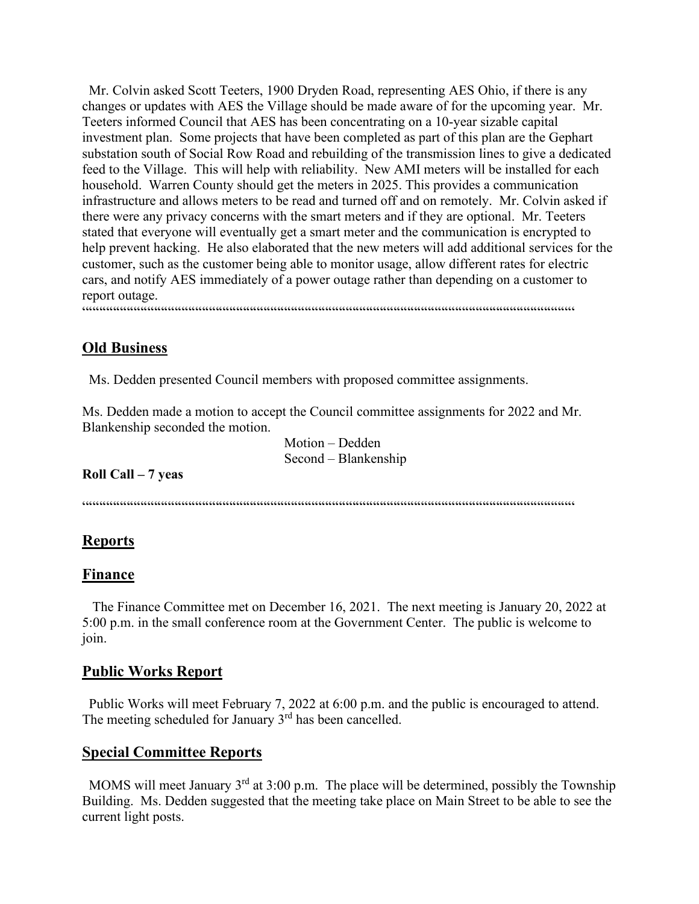Mr. Colvin asked Scott Teeters, 1900 Dryden Road, representing AES Ohio, if there is any changes or updates with AES the Village should be made aware of for the upcoming year. Mr. Teeters informed Council that AES has been concentrating on a 10-year sizable capital investment plan. Some projects that have been completed as part of this plan are the Gephart substation south of Social Row Road and rebuilding of the transmission lines to give a dedicated feed to the Village. This will help with reliability. New AMI meters will be installed for each household. Warren County should get the meters in 2025. This provides a communication infrastructure and allows meters to be read and turned off and on remotely. Mr. Colvin asked if there were any privacy concerns with the smart meters and if they are optional. Mr. Teeters stated that everyone will eventually get a smart meter and the communication is encrypted to help prevent hacking. He also elaborated that the new meters will add additional services for the customer, such as the customer being able to monitor usage, allow different rates for electric cars, and notify AES immediately of a power outage rather than depending on a customer to report outage.

""""""""""""""""""""""""""""""""""""""""""""""""""""""""""""""""""""""""""""""""""""""""""""""""""""""""""""""""""""""""""""""""""""""""""

## Old Business

Ms. Dedden presented Council members with proposed committee assignments.

Ms. Dedden made a motion to accept the Council committee assignments for 2022 and Mr. Blankenship seconded the motion.

Motion – Dedden
Second – Blankenship

**Roll Call – 7 yeas**

""""""""""""""""""""""""""""""""""""""""""""""""""""""""""""""""""""""""""""""""""""""""""""""""""""""""""""""""""""""""""""""""""""""""""

## Reports

## Finance

The Finance Committee met on December 16, 2021. The next meeting is January 20, 2022 at 5:00 p.m. in the small conference room at the Government Center. The public is welcome to join.

## Public Works Report

Public Works will meet February 7, 2022 at 6:00 p.m. and the public is encouraged to attend. The meeting scheduled for January 3rd has been cancelled.

## Special Committee Reports

MOMS will meet January 3rd at 3:00 p.m. The place will be determined, possibly the Township Building. Ms. Dedden suggested that the meeting take place on Main Street to be able to see the current light posts.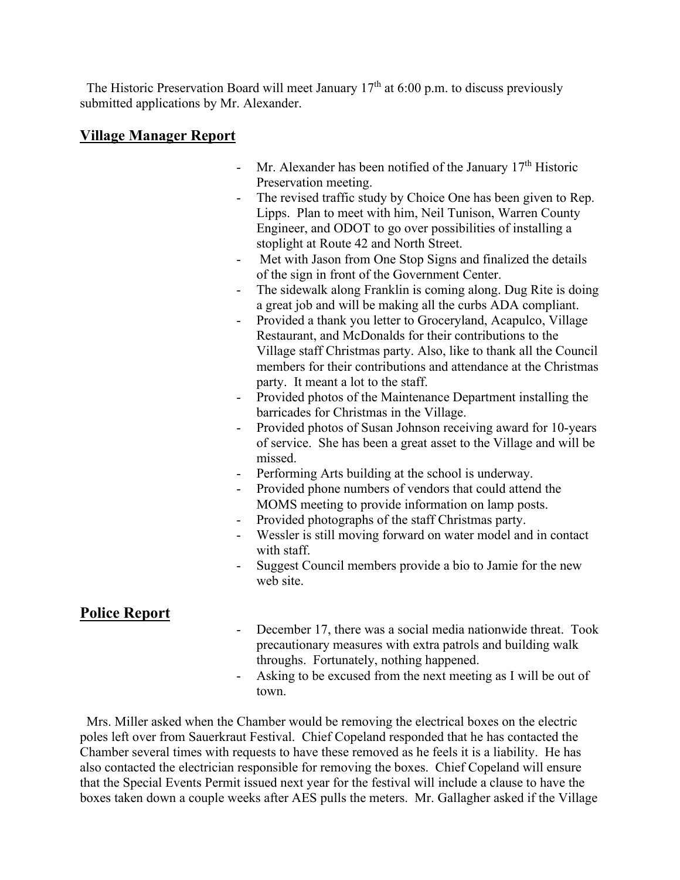The Historic Preservation Board will meet January 17th at 6:00 p.m. to discuss previously submitted applications by Mr. Alexander.

## Village Manager Report

- Mr. Alexander has been notified of the January 17th Historic Preservation meeting.
- The revised traffic study by Choice One has been given to Rep. Lipps. Plan to meet with him, Neil Tunison, Warren County Engineer, and ODOT to go over possibilities of installing a stoplight at Route 42 and North Street.
- Met with Jason from One Stop Signs and finalized the details of the sign in front of the Government Center.
- The sidewalk along Franklin is coming along. Dug Rite is doing a great job and will be making all the curbs ADA compliant.
- Provided a thank you letter to Groceryland, Acapulco, Village Restaurant, and McDonalds for their contributions to the Village staff Christmas party. Also, like to thank all the Council members for their contributions and attendance at the Christmas party. It meant a lot to the staff.
- Provided photos of the Maintenance Department installing the barricades for Christmas in the Village.
- Provided photos of Susan Johnson receiving award for 10-years of service. She has been a great asset to the Village and will be missed.
- Performing Arts building at the school is underway.
- Provided phone numbers of vendors that could attend the MOMS meeting to provide information on lamp posts.
- Provided photographs of the staff Christmas party.
- Wessler is still moving forward on water model and in contact with staff.
- Suggest Council members provide a bio to Jamie for the new web site.

## Police Report

- December 17, there was a social media nationwide threat. Took precautionary measures with extra patrols and building walk throughs. Fortunately, nothing happened.
- Asking to be excused from the next meeting as I will be out of town.

Mrs. Miller asked when the Chamber would be removing the electrical boxes on the electric poles left over from Sauerkraut Festival. Chief Copeland responded that he has contacted the Chamber several times with requests to have these removed as he feels it is a liability. He has also contacted the electrician responsible for removing the boxes. Chief Copeland will ensure that the Special Events Permit issued next year for the festival will include a clause to have the boxes taken down a couple weeks after AES pulls the meters. Mr. Gallagher asked if the Village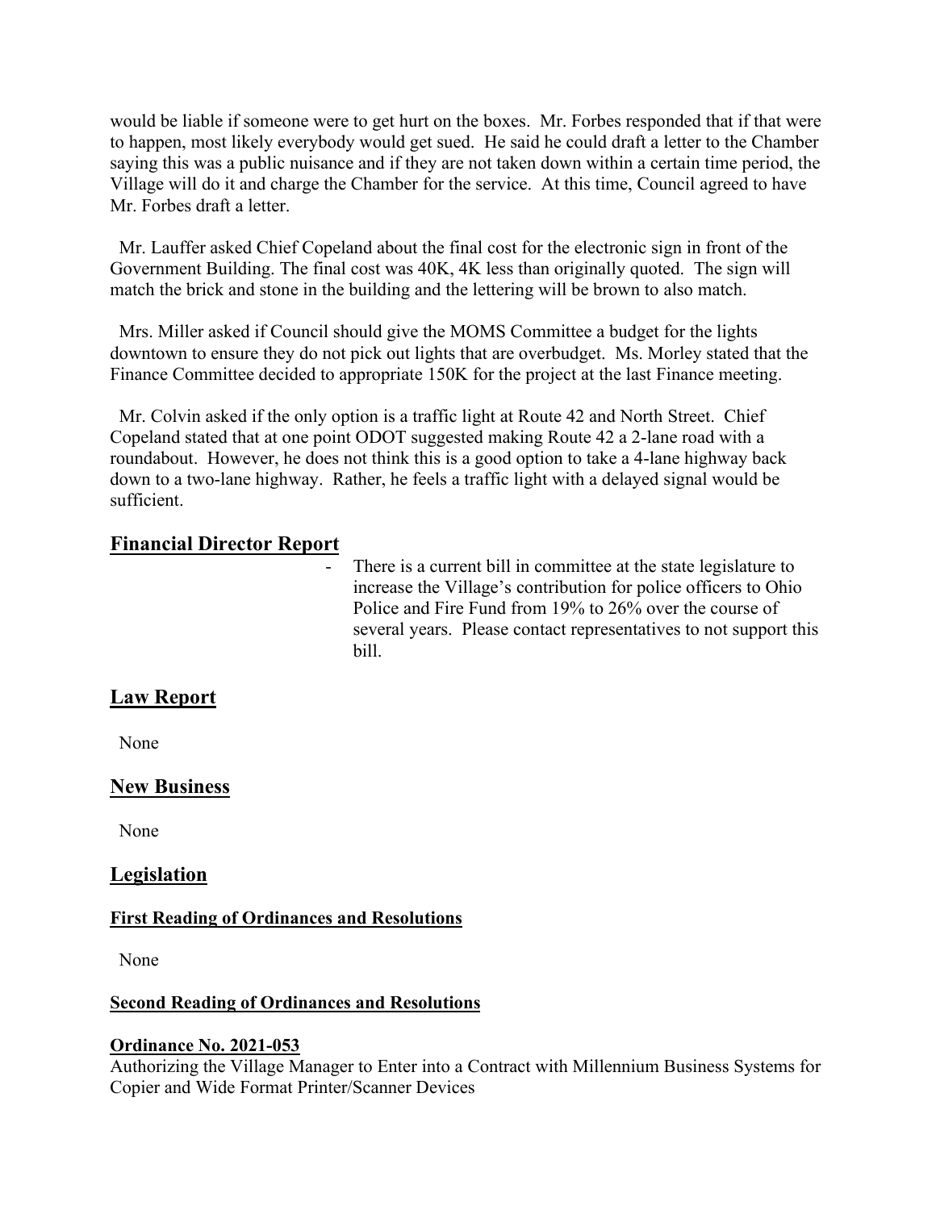would be liable if someone were to get hurt on the boxes. Mr. Forbes responded that if that were to happen, most likely everybody would get sued. He said he could draft a letter to the Chamber saying this was a public nuisance and if they are not taken down within a certain time period, the Village will do it and charge the Chamber for the service. At this time, Council agreed to have Mr. Forbes draft a letter.

Mr. Lauffer asked Chief Copeland about the final cost for the electronic sign in front of the Government Building. The final cost was 40K, 4K less than originally quoted. The sign will match the brick and stone in the building and the lettering will be brown to also match.

Mrs. Miller asked if Council should give the MOMS Committee a budget for the lights downtown to ensure they do not pick out lights that are overbudget. Ms. Morley stated that the Finance Committee decided to appropriate 150K for the project at the last Finance meeting.

Mr. Colvin asked if the only option is a traffic light at Route 42 and North Street. Chief Copeland stated that at one point ODOT suggested making Route 42 a 2-lane road with a roundabout. However, he does not think this is a good option to take a 4-lane highway back down to a two-lane highway. Rather, he feels a traffic light with a delayed signal would be sufficient.

## Financial Director Report

- There is a current bill in committee at the state legislature to increase the Village's contribution for police officers to Ohio Police and Fire Fund from 19% to 26% over the course of several years. Please contact representatives to not support this bill.

## Law Report

None

## New Business

None

## Legislation

### First Reading of Ordinances and Resolutions

None

### Second Reading of Ordinances and Resolutions

### Ordinance No. 2021-053

Authorizing the Village Manager to Enter into a Contract with Millennium Business Systems for Copier and Wide Format Printer/Scanner Devices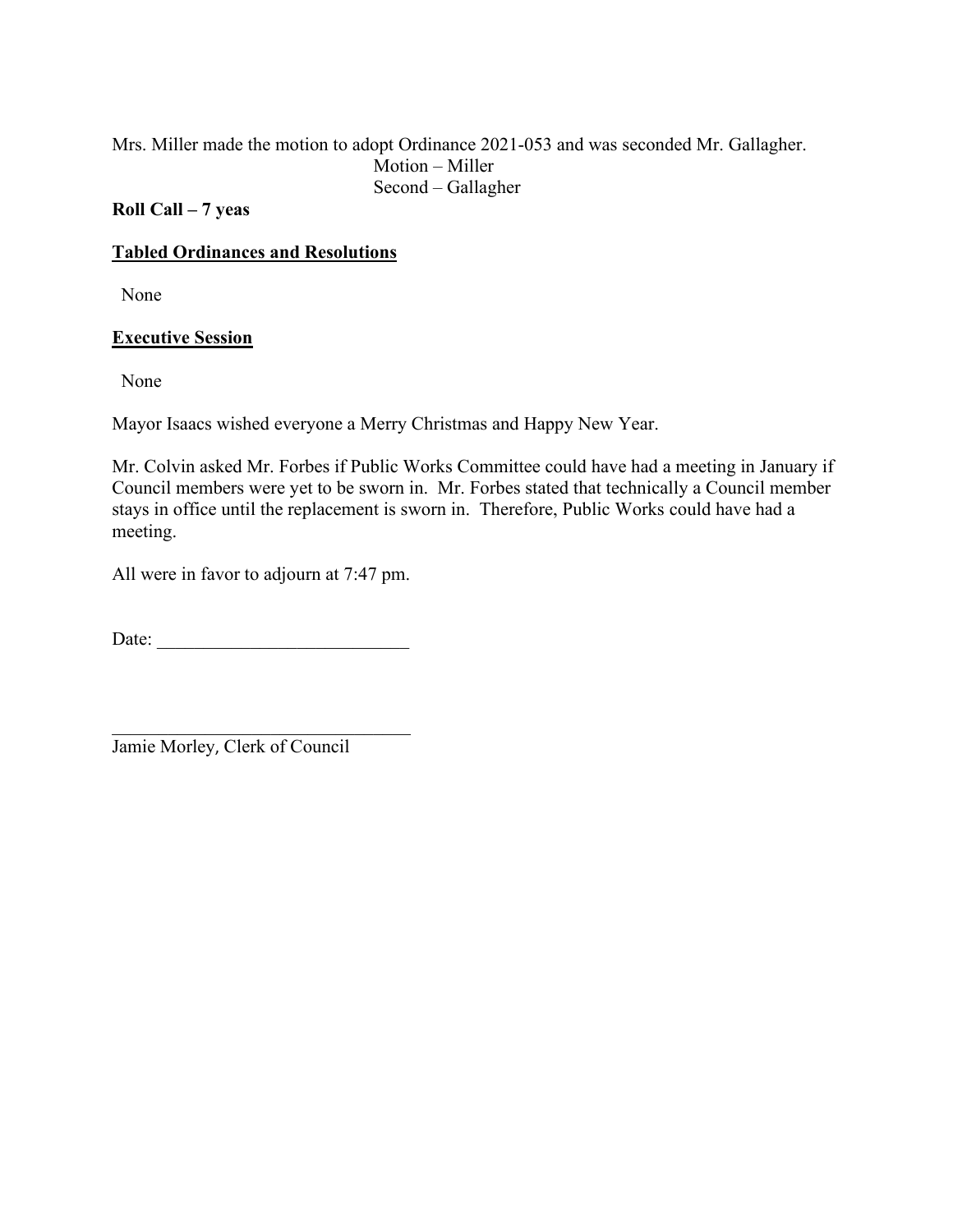Mrs. Miller made the motion to adopt Ordinance 2021-053 and was seconded Mr. Gallagher.

Motion – Miller
Second – Gallagher

**Roll Call – 7 yeas**

**Tabled Ordinances and Resolutions**

None

**Executive Session**

None

Mayor Isaacs wished everyone a Merry Christmas and Happy New Year.

Mr. Colvin asked Mr. Forbes if Public Works Committee could have had a meeting in January if Council members were yet to be sworn in. Mr. Forbes stated that technically a Council member stays in office until the replacement is sworn in. Therefore, Public Works could have had a meeting.

All were in favor to adjourn at 7:47 pm.

Date: ___________________________

_________________________________
Jamie Morley, Clerk of Council